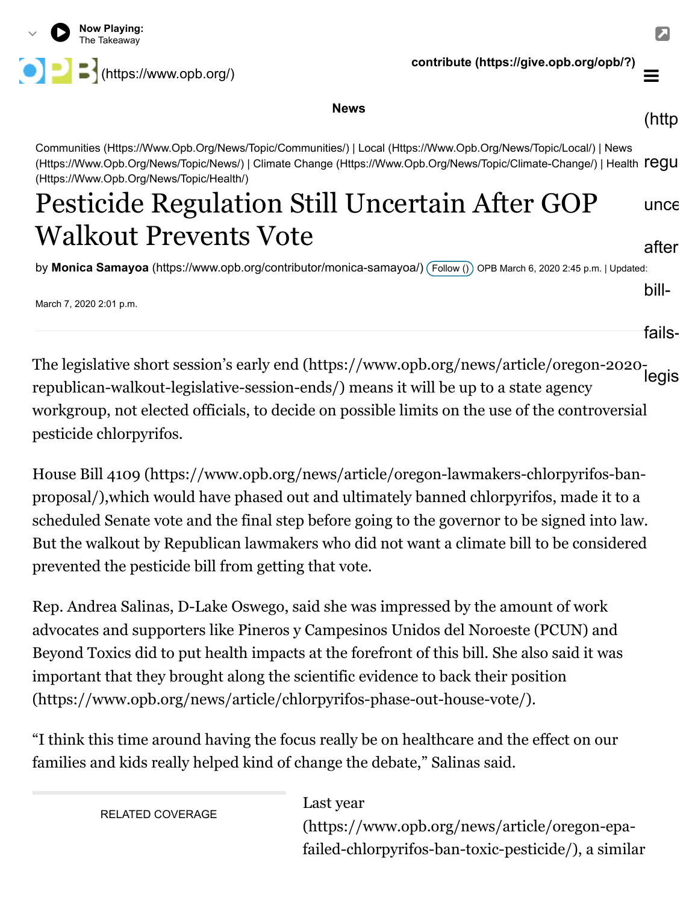News

Communities (Https://Www.Opb.Org/News/Topic/Communities/) | Local (Https://Www.Opb.Org/News/Topic/Local/) | News (Https://Www.Opb.Org/News/Topic/News/) | Climate Change (Https://Www.Opb.Org/News/Topic/Climate-Change/) | Health (Https://Www.Opb.Org/News/Topic/Health/)

# Pesticide Regulation Still Uncertain After GOP Walkout Prevents Vote

by **Monica Samayoa** (https://www.opb.org/contributor/monica-samayoa/) OPB March 6, 2020 2:45 p.m. | Updated: March 7, 2020 2:01 p.m.

The legislative short session's early end (https://www.opb.org/news/article/oregon-2020-republican-walkout-legislative-session-ends/) means it will be up to a state agency workgroup, not elected officials, to decide on possible limits on the use of the controversial pesticide chlorpyrifos.

House Bill 4109 (https://www.opb.org/news/article/oregon-lawmakers-chlorpyrifos-ban-proposal/),which would have phased out and ultimately banned chlorpyrifos, made it to a scheduled Senate vote and the final step before going to the governor to be signed into law. But the walkout by Republican lawmakers who did not want a climate bill to be considered prevented the pesticide bill from getting that vote.

Rep. Andrea Salinas, D-Lake Oswego, said she was impressed by the amount of work advocates and supporters like Pineros y Campesinos Unidos del Noroeste (PCUN) and Beyond Toxics did to put health impacts at the forefront of this bill. She also said it was important that they brought along the scientific evidence to back their position (https://www.opb.org/news/article/chlorpyrifos-phase-out-house-vote/).

"I think this time around having the focus really be on healthcare and the effect on our families and kids really helped kind of change the debate," Salinas said.

RELATED COVERAGE

Last year (https://www.opb.org/news/article/oregon-epa-failed-chlorpyrifos-ban-toxic-pesticide/), a similar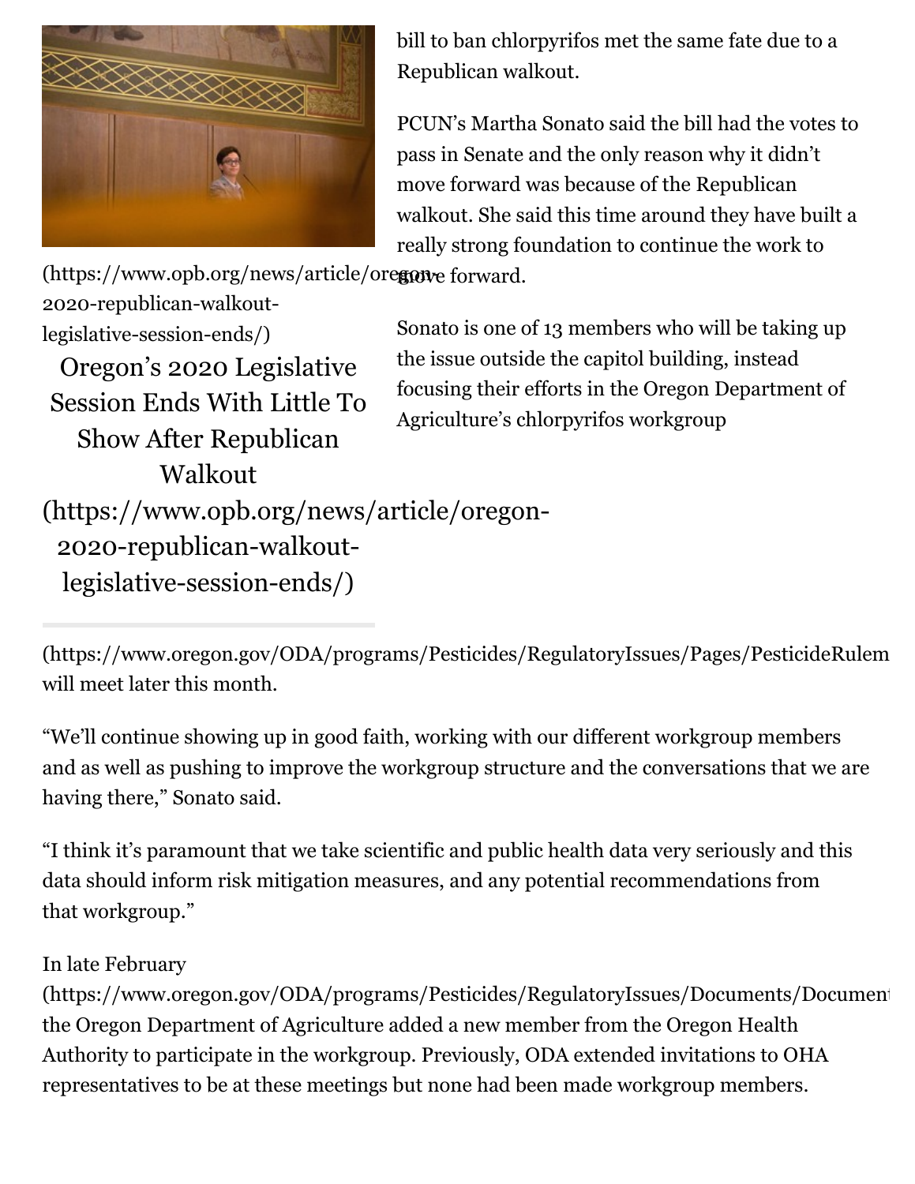bill to ban chlorpyrifos met the same fate due to a Republican walkout.

PCUN's Martha Sonato said the bill had the votes to pass in Senate and the only reason why it didn't move forward was because of the Republican walkout. She said this time around they have built a really strong foundation to continue the work to move forward.

(https://www.opb.org/news/article/oregon-2020-republican-walkout-legislative-session-ends/)

Oregon's 2020 Legislative Session Ends With Little To Show After Republican Walkout (https://www.opb.org/news/article/oregon-2020-republican-walkout-legislative-session-ends/)

Sonato is one of 13 members who will be taking up the issue outside the capitol building, instead focusing their efforts in the Oregon Department of Agriculture's chlorpyrifos workgroup (https://www.oregon.gov/ODA/programs/Pesticides/RegulatoryIssues/Pages/PesticideRulem will meet later this month.

"We'll continue showing up in good faith, working with our different workgroup members and as well as pushing to improve the workgroup structure and the conversations that we are having there," Sonato said.

"I think it's paramount that we take scientific and public health data very seriously and this data should inform risk mitigation measures, and any potential recommendations from that workgroup."

In late February (https://www.oregon.gov/ODA/programs/Pesticides/RegulatoryIssues/Documents/Document the Oregon Department of Agriculture added a new member from the Oregon Health Authority to participate in the workgroup. Previously, ODA extended invitations to OHA representatives to be at these meetings but none had been made workgroup members.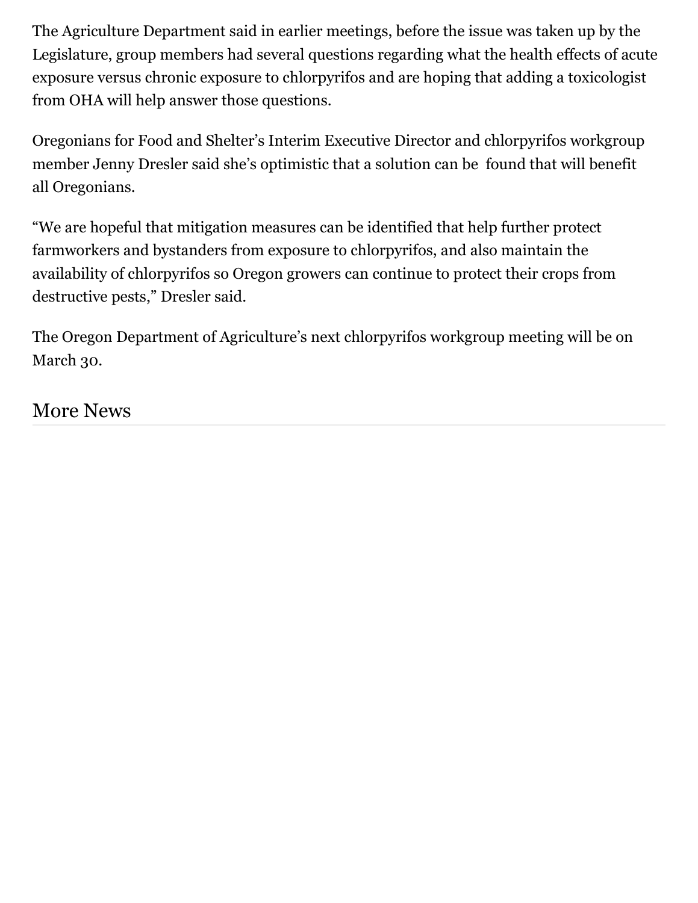The Agriculture Department said in earlier meetings, before the issue was taken up by the Legislature, group members had several questions regarding what the health effects of acute exposure versus chronic exposure to chlorpyrifos and are hoping that adding a toxicologist from OHA will help answer those questions.

Oregonians for Food and Shelter's Interim Executive Director and chlorpyrifos workgroup member Jenny Dresler said she's optimistic that a solution can be found that will benefit all Oregonians.

"We are hopeful that mitigation measures can be identified that help further protect farmworkers and bystanders from exposure to chlorpyrifos, and also maintain the availability of chlorpyrifos so Oregon growers can continue to protect their crops from destructive pests," Dresler said.

The Oregon Department of Agriculture's next chlorpyrifos workgroup meeting will be on March 30.

## More News